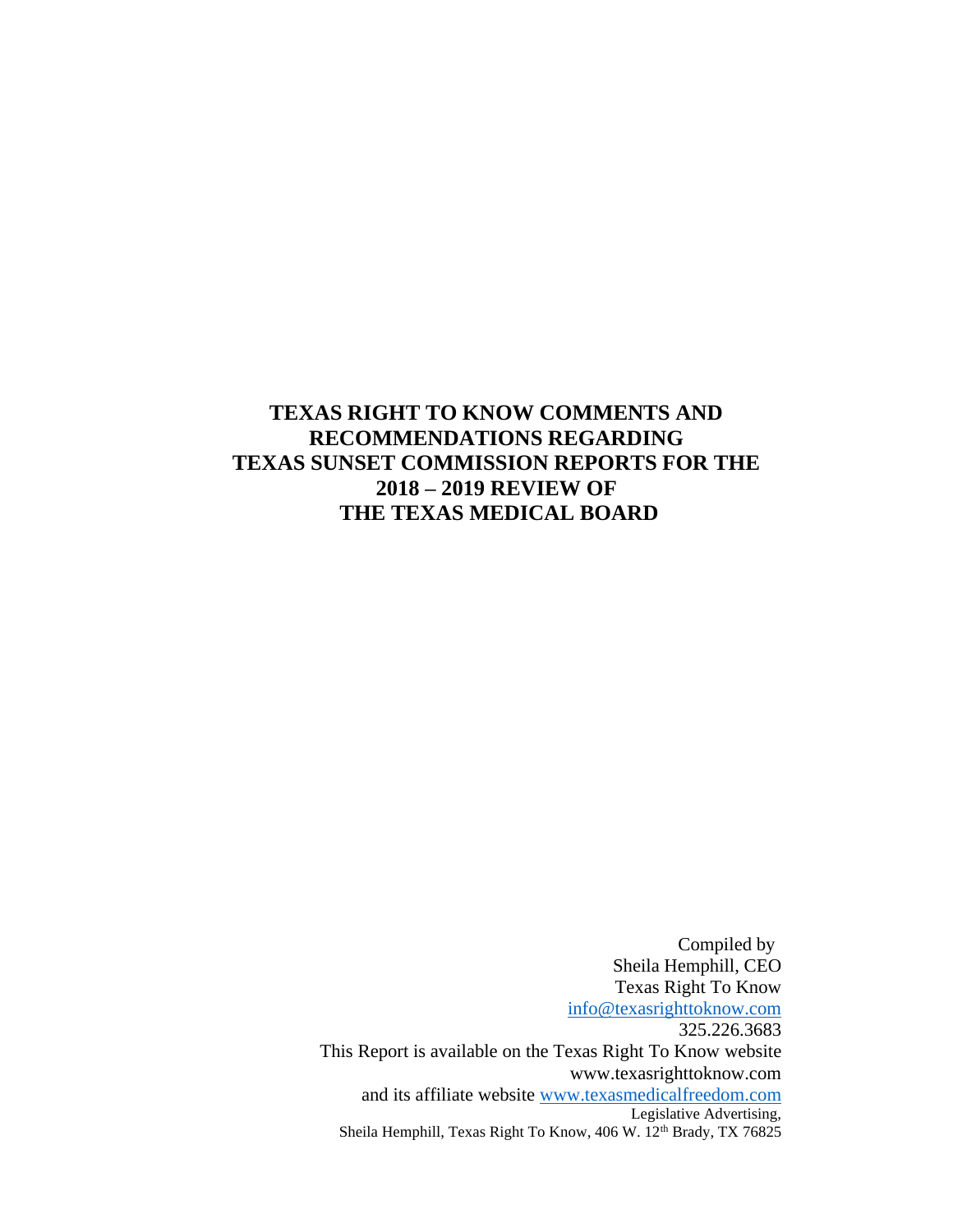# TEXAS RIGHT TO KNOW COMMENTS AND RECOMMENDATIONS REGARDING TEXAS SUNSET COMMISSION REPORTS FOR THE 2018 – 2019 REVIEW OF THE TEXAS MEDICAL BOARD

Compiled by
Sheila Hemphill, CEO
Texas Right To Know
info@texasrighttoknow.com
325.226.3683
This Report is available on the Texas Right To Know website
www.texasrighttoknow.com
and its affiliate website www.texasmedicalfreedom.com
Legislative Advertising,
Sheila Hemphill, Texas Right To Know, 406 W. 12th Brady, TX 76825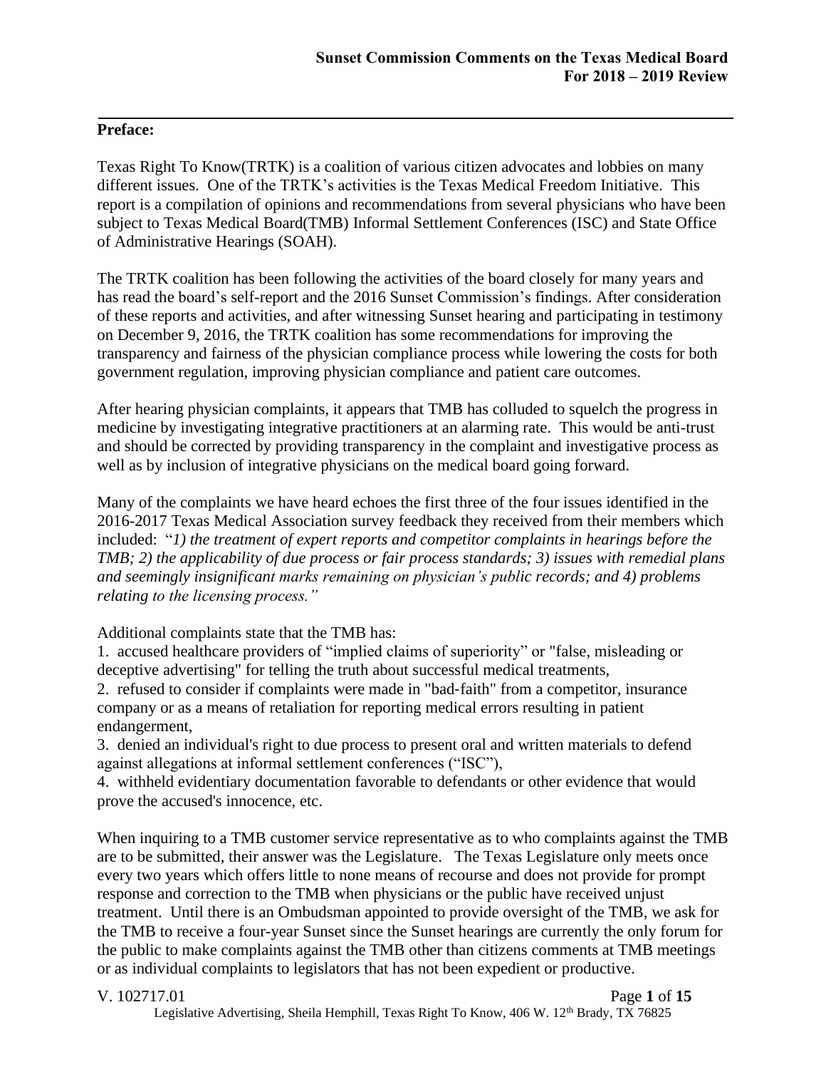**Sunset Commission Comments on the Texas Medical Board**
**For 2018 – 2019 Review**

---

**Preface:**

Texas Right To Know(TRTK) is a coalition of various citizen advocates and lobbies on many different issues. One of the TRTK's activities is the Texas Medical Freedom Initiative. This report is a compilation of opinions and recommendations from several physicians who have been subject to Texas Medical Board(TMB) Informal Settlement Conferences (ISC) and State Office of Administrative Hearings (SOAH).

The TRTK coalition has been following the activities of the board closely for many years and has read the board's self-report and the 2016 Sunset Commission's findings. After consideration of these reports and activities, and after witnessing Sunset hearing and participating in testimony on December 9, 2016, the TRTK coalition has some recommendations for improving the transparency and fairness of the physician compliance process while lowering the costs for both government regulation, improving physician compliance and patient care outcomes.

After hearing physician complaints, it appears that TMB has colluded to squelch the progress in medicine by investigating integrative practitioners at an alarming rate. This would be anti-trust and should be corrected by providing transparency in the complaint and investigative process as well as by inclusion of integrative physicians on the medical board going forward.

Many of the complaints we have heard echoes the first three of the four issues identified in the 2016-2017 Texas Medical Association survey feedback they received from their members which included: "*1) the treatment of expert reports and competitor complaints in hearings before the TMB; 2) the applicability of due process or fair process standards; 3) issues with remedial plans and seemingly insignificant marks remaining on physician's public records; and 4) problems relating to the licensing process.*"

Additional complaints state that the TMB has:

1. accused healthcare providers of "implied claims of superiority" or "false, misleading or deceptive advertising" for telling the truth about successful medical treatments,
2. refused to consider if complaints were made in "bad-faith" from a competitor, insurance company or as a means of retaliation for reporting medical errors resulting in patient endangerment,
3. denied an individual's right to due process to present oral and written materials to defend against allegations at informal settlement conferences ("ISC"),
4. withheld evidentiary documentation favorable to defendants or other evidence that would prove the accused's innocence, etc.

When inquiring to a TMB customer service representative as to who complaints against the TMB are to be submitted, their answer was the Legislature. The Texas Legislature only meets once every two years which offers little to none means of recourse and does not provide for prompt response and correction to the TMB when physicians or the public have received unjust treatment. Until there is an Ombudsman appointed to provide oversight of the TMB, we ask for the TMB to receive a four-year Sunset since the Sunset hearings are currently the only forum for the public to make complaints against the TMB other than citizens comments at TMB meetings or as individual complaints to legislators that has not been expedient or productive.

V. 102717.01

Legislative Advertising, Sheila Hemphill, Texas Right To Know, 406 W. 12th Brady, TX 76825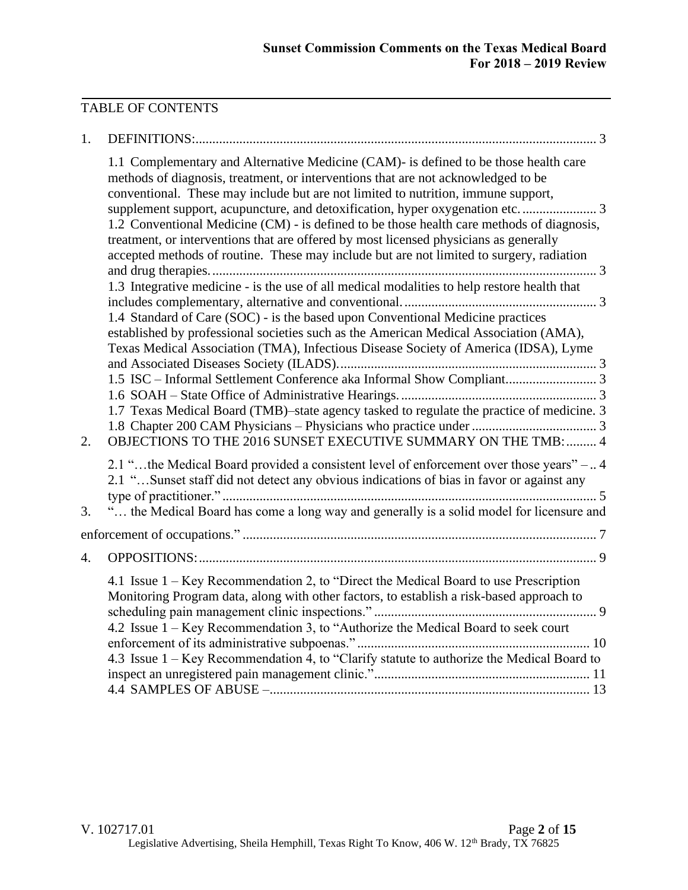TABLE OF CONTENTS

1. DEFINITIONS: ....... 3
   - 1.1 Complementary and Alternative Medicine (CAM)- is defined to be those health care methods of diagnosis, treatment, or interventions that are not acknowledged to be conventional. These may include but are not limited to nutrition, immune support, supplement support, acupuncture, and detoxification, hyper oxygenation etc. ....... 3
   - 1.2 Conventional Medicine (CM) - is defined to be those health care methods of diagnosis, treatment, or interventions that are offered by most licensed physicians as generally accepted methods of routine. These may include but are not limited to surgery, radiation and drug therapies. ....... 3
   - 1.3 Integrative medicine - is the use of all medical modalities to help restore health that includes complementary, alternative and conventional. ....... 3
   - 1.4 Standard of Care (SOC) - is the based upon Conventional Medicine practices established by professional societies such as the American Medical Association (AMA), Texas Medical Association (TMA), Infectious Disease Society of America (IDSA), Lyme and Associated Diseases Society (ILADS). ....... 3
   - 1.5 ISC – Informal Settlement Conference aka Informal Show Compliant ....... 3
   - 1.6 SOAH – State Office of Administrative Hearings. ....... 3
   - 1.7 Texas Medical Board (TMB)–state agency tasked to regulate the practice of medicine. 3
   - 1.8 Chapter 200 CAM Physicians – Physicians who practice under ....... 3
2. OBJECTIONS TO THE 2016 SUNSET EXECUTIVE SUMMARY ON THE TMB: ....... 4
   - 2.1 "…the Medical Board provided a consistent level of enforcement over those years" – .. 4
   - 2.1 "…Sunset staff did not detect any obvious indications of bias in favor or against any type of practitioner." ....... 5
3. "… the Medical Board has come a long way and generally is a solid model for licensure and enforcement of occupations." ....... 7
4. OPPOSITIONS: ....... 9
   - 4.1 Issue 1 – Key Recommendation 2, to "Direct the Medical Board to use Prescription Monitoring Program data, along with other factors, to establish a risk-based approach to scheduling pain management clinic inspections." ....... 9
   - 4.2 Issue 1 – Key Recommendation 3, to "Authorize the Medical Board to seek court enforcement of its administrative subpoenas." ....... 10
   - 4.3 Issue 1 – Key Recommendation 4, to "Clarify statute to authorize the Medical Board to inspect an unregistered pain management clinic." ....... 11
   - 4.4 SAMPLES OF ABUSE – ....... 13

V. 102717.01

Legislative Advertising, Sheila Hemphill, Texas Right To Know, 406 W. 12th Brady, TX 76825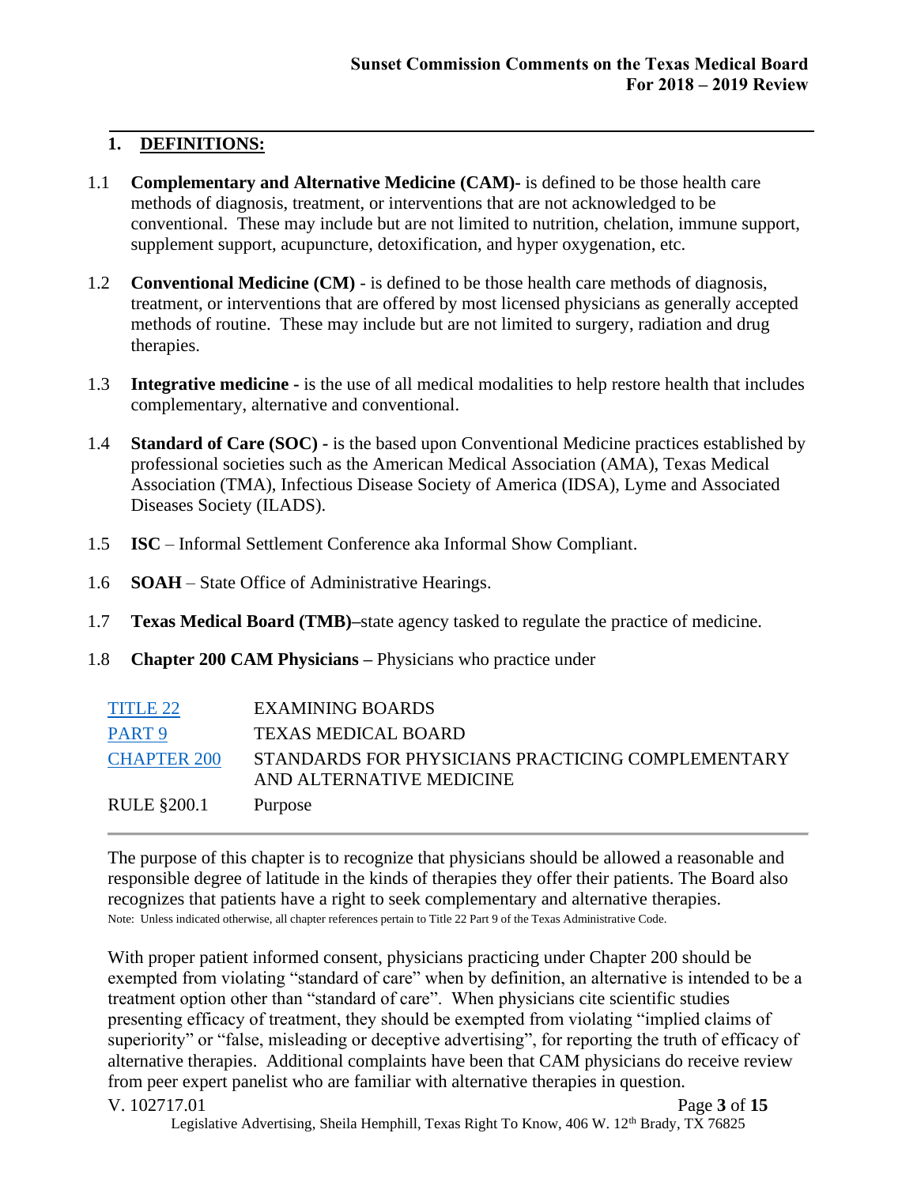## 1. DEFINITIONS:

1.1 **Complementary and Alternative Medicine (CAM)-** is defined to be those health care methods of diagnosis, treatment, or interventions that are not acknowledged to be conventional. These may include but are not limited to nutrition, chelation, immune support, supplement support, acupuncture, detoxification, and hyper oxygenation, etc.

1.2 **Conventional Medicine (CM)** - is defined to be those health care methods of diagnosis, treatment, or interventions that are offered by most licensed physicians as generally accepted methods of routine. These may include but are not limited to surgery, radiation and drug therapies.

1.3 **Integrative medicine -** is the use of all medical modalities to help restore health that includes complementary, alternative and conventional.

1.4 **Standard of Care (SOC) -** is the based upon Conventional Medicine practices established by professional societies such as the American Medical Association (AMA), Texas Medical Association (TMA), Infectious Disease Society of America (IDSA), Lyme and Associated Diseases Society (ILADS).

1.5 **ISC** – Informal Settlement Conference aka Informal Show Compliant.

1.6 **SOAH** – State Office of Administrative Hearings.

1.7 **Texas Medical Board (TMB)–**state agency tasked to regulate the practice of medicine.

1.8 **Chapter 200 CAM Physicians –** Physicians who practice under

| | |
|---|---|
| TITLE 22 | EXAMINING BOARDS |
| PART 9 | TEXAS MEDICAL BOARD |
| CHAPTER 200 | STANDARDS FOR PHYSICIANS PRACTICING COMPLEMENTARY AND ALTERNATIVE MEDICINE |
| RULE §200.1 | Purpose |

The purpose of this chapter is to recognize that physicians should be allowed a reasonable and responsible degree of latitude in the kinds of therapies they offer their patients. The Board also recognizes that patients have a right to seek complementary and alternative therapies.

Note: Unless indicated otherwise, all chapter references pertain to Title 22 Part 9 of the Texas Administrative Code.

With proper patient informed consent, physicians practicing under Chapter 200 should be exempted from violating "standard of care" when by definition, an alternative is intended to be a treatment option other than "standard of care". When physicians cite scientific studies presenting efficacy of treatment, they should be exempted from violating "implied claims of superiority" or "false, misleading or deceptive advertising", for reporting the truth of efficacy of alternative therapies. Additional complaints have been that CAM physicians do receive review from peer expert panelist who are familiar with alternative therapies in question.

Legislative Advertising, Sheila Hemphill, Texas Right To Know, 406 W. 12th Brady, TX 76825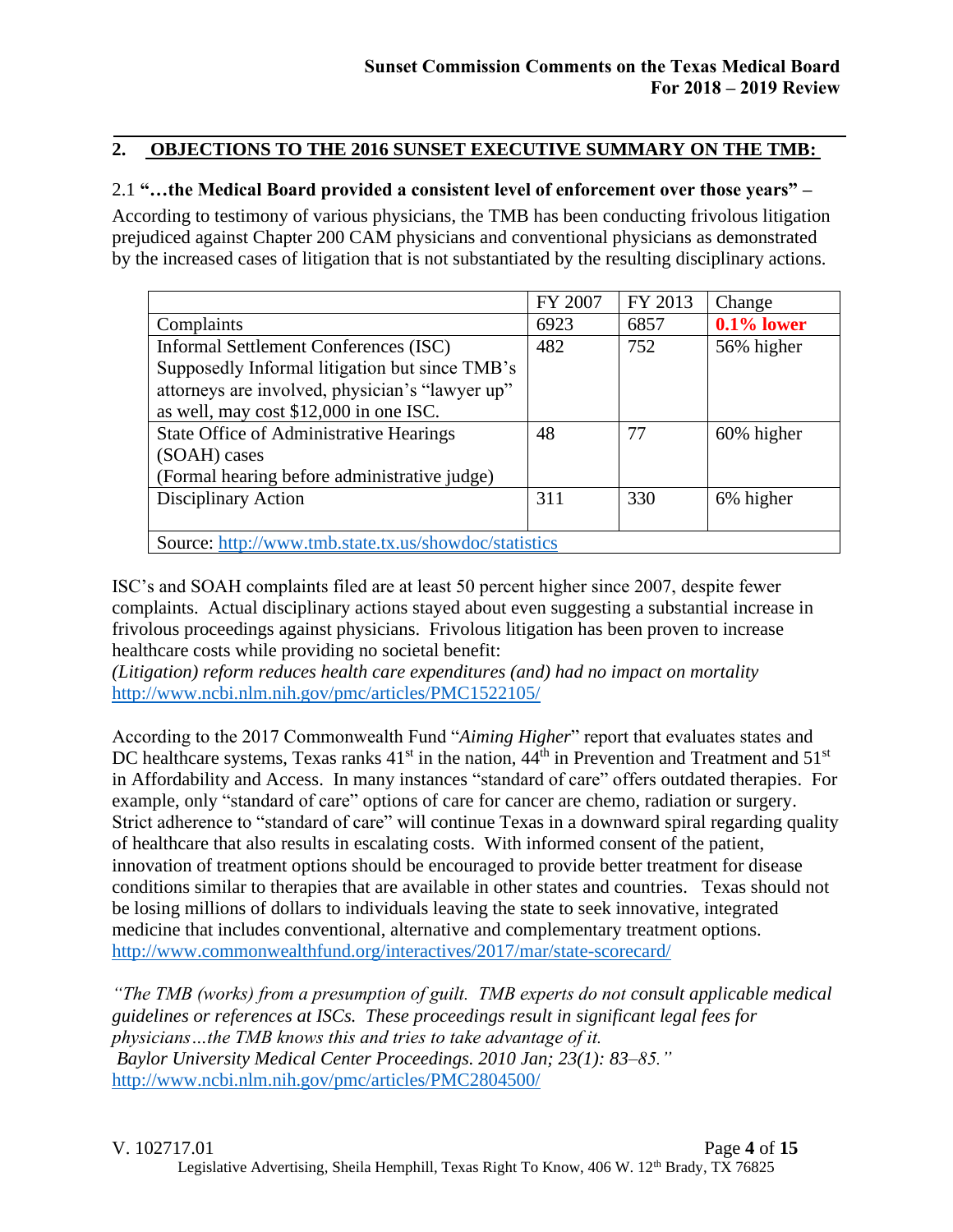## 2. OBJECTIONS TO THE 2016 SUNSET EXECUTIVE SUMMARY ON THE TMB:

2.1 **"…the Medical Board provided a consistent level of enforcement over those years" –** According to testimony of various physicians, the TMB has been conducting frivolous litigation prejudiced against Chapter 200 CAM physicians and conventional physicians as demonstrated by the increased cases of litigation that is not substantiated by the resulting disciplinary actions.

| | FY 2007 | FY 2013 | Change |
|---|---|---|---|
| Complaints | 6923 | 6857 | **0.1% lower** |
| Informal Settlement Conferences (ISC) Supposedly Informal litigation but since TMB's attorneys are involved, physician's "lawyer up" as well, may cost $12,000 in one ISC. | 482 | 752 | 56% higher |
| State Office of Administrative Hearings (SOAH) cases (Formal hearing before administrative judge) | 48 | 77 | 60% higher |
| Disciplinary Action | 311 | 330 | 6% higher |
| Source: http://www.tmb.state.tx.us/showdoc/statistics | | | |

ISC's and SOAH complaints filed are at least 50 percent higher since 2007, despite fewer complaints. Actual disciplinary actions stayed about even suggesting a substantial increase in frivolous proceedings against physicians. Frivolous litigation has been proven to increase healthcare costs while providing no societal benefit:

*(Litigation) reform reduces health care expenditures (and) had no impact on mortality*
http://www.ncbi.nlm.nih.gov/pmc/articles/PMC1522105/

According to the 2017 Commonwealth Fund "*Aiming Higher*" report that evaluates states and DC healthcare systems, Texas ranks 41st in the nation, 44th in Prevention and Treatment and 51st in Affordability and Access. In many instances "standard of care" offers outdated therapies. For example, only "standard of care" options of care for cancer are chemo, radiation or surgery. Strict adherence to "standard of care" will continue Texas in a downward spiral regarding quality of healthcare that also results in escalating costs. With informed consent of the patient, innovation of treatment options should be encouraged to provide better treatment for disease conditions similar to therapies that are available in other states and countries. Texas should not be losing millions of dollars to individuals leaving the state to seek innovative, integrated medicine that includes conventional, alternative and complementary treatment options.
http://www.commonwealthfund.org/interactives/2017/mar/state-scorecard/

*"The TMB (works) from a presumption of guilt. TMB experts do not consult applicable medical guidelines or references at ISCs. These proceedings result in significant legal fees for physicians…the TMB knows this and tries to take advantage of it.*
*Baylor University Medical Center Proceedings. 2010 Jan; 23(1): 83–85."*
http://www.ncbi.nlm.nih.gov/pmc/articles/PMC2804500/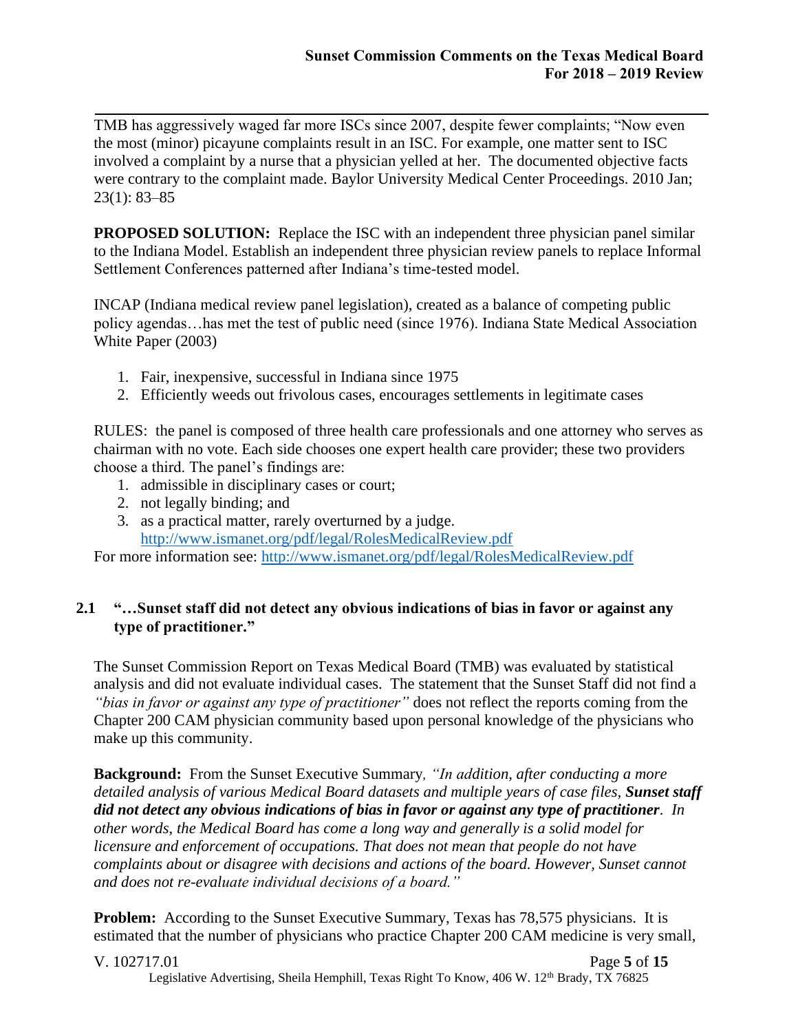TMB has aggressively waged far more ISCs since 2007, despite fewer complaints; "Now even the most (minor) picayune complaints result in an ISC. For example, one matter sent to ISC involved a complaint by a nurse that a physician yelled at her. The documented objective facts were contrary to the complaint made. Baylor University Medical Center Proceedings. 2010 Jan; 23(1): 83–85

**PROPOSED SOLUTION:** Replace the ISC with an independent three physician panel similar to the Indiana Model. Establish an independent three physician review panels to replace Informal Settlement Conferences patterned after Indiana's time-tested model.

INCAP (Indiana medical review panel legislation), created as a balance of competing public policy agendas…has met the test of public need (since 1976). Indiana State Medical Association White Paper (2003)

1. Fair, inexpensive, successful in Indiana since 1975
2. Efficiently weeds out frivolous cases, encourages settlements in legitimate cases

RULES: the panel is composed of three health care professionals and one attorney who serves as chairman with no vote. Each side chooses one expert health care provider; these two providers choose a third. The panel's findings are:

1. admissible in disciplinary cases or court;
2. not legally binding; and
3. as a practical matter, rarely overturned by a judge. http://www.ismanet.org/pdf/legal/RolesMedicalReview.pdf

For more information see: http://www.ismanet.org/pdf/legal/RolesMedicalReview.pdf

## 2.1 "…Sunset staff did not detect any obvious indications of bias in favor or against any type of practitioner."

The Sunset Commission Report on Texas Medical Board (TMB) was evaluated by statistical analysis and did not evaluate individual cases. The statement that the Sunset Staff did not find a *"bias in favor or against any type of practitioner"* does not reflect the reports coming from the Chapter 200 CAM physician community based upon personal knowledge of the physicians who make up this community.

**Background:** From the Sunset Executive Summary*, "In addition, after conducting a more detailed analysis of various Medical Board datasets and multiple years of case files,* ***Sunset staff did not detect any obvious indications of bias in favor or against any type of practitioner****. In other words, the Medical Board has come a long way and generally is a solid model for licensure and enforcement of occupations. That does not mean that people do not have complaints about or disagree with decisions and actions of the board. However, Sunset cannot and does not re-evaluate individual decisions of a board."*

**Problem:** According to the Sunset Executive Summary, Texas has 78,575 physicians. It is estimated that the number of physicians who practice Chapter 200 CAM medicine is very small,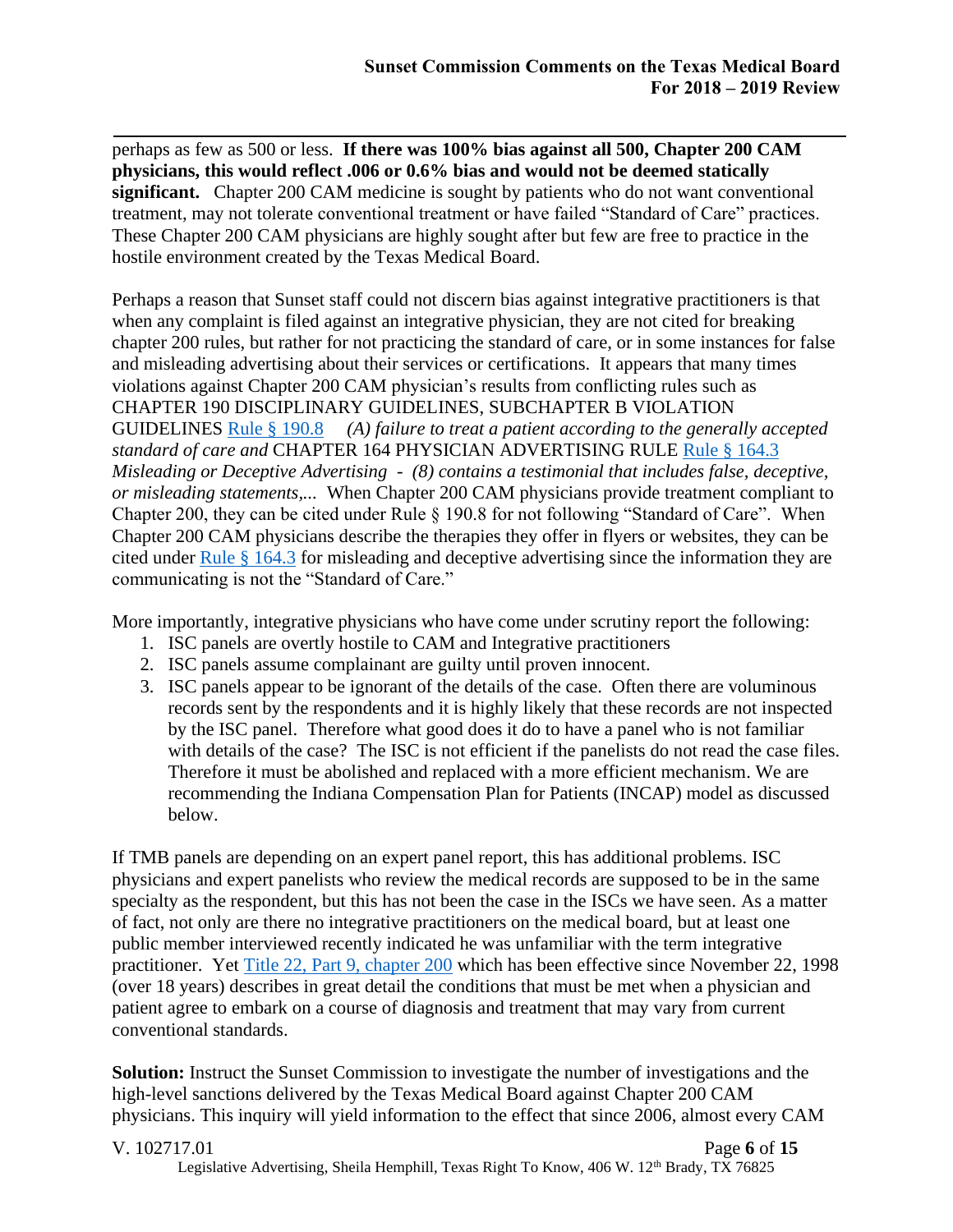perhaps as few as 500 or less. **If there was 100% bias against all 500, Chapter 200 CAM physicians, this would reflect .006 or 0.6% bias and would not be deemed statically significant.** Chapter 200 CAM medicine is sought by patients who do not want conventional treatment, may not tolerate conventional treatment or have failed "Standard of Care" practices. These Chapter 200 CAM physicians are highly sought after but few are free to practice in the hostile environment created by the Texas Medical Board.

Perhaps a reason that Sunset staff could not discern bias against integrative practitioners is that when any complaint is filed against an integrative physician, they are not cited for breaking chapter 200 rules, but rather for not practicing the standard of care, or in some instances for false and misleading advertising about their services or certifications. It appears that many times violations against Chapter 200 CAM physician's results from conflicting rules such as CHAPTER 190 DISCIPLINARY GUIDELINES, SUBCHAPTER B VIOLATION GUIDELINES Rule § 190.8 *(A) failure to treat a patient according to the generally accepted standard of care and* CHAPTER 164 PHYSICIAN ADVERTISING RULE Rule § 164.3 *Misleading or Deceptive Advertising - (8) contains a testimonial that includes false, deceptive, or misleading statements,...* When Chapter 200 CAM physicians provide treatment compliant to Chapter 200, they can be cited under Rule § 190.8 for not following "Standard of Care". When Chapter 200 CAM physicians describe the therapies they offer in flyers or websites, they can be cited under Rule § 164.3 for misleading and deceptive advertising since the information they are communicating is not the "Standard of Care."

More importantly, integrative physicians who have come under scrutiny report the following:

1. ISC panels are overtly hostile to CAM and Integrative practitioners
2. ISC panels assume complainant are guilty until proven innocent.
3. ISC panels appear to be ignorant of the details of the case. Often there are voluminous records sent by the respondents and it is highly likely that these records are not inspected by the ISC panel. Therefore what good does it do to have a panel who is not familiar with details of the case? The ISC is not efficient if the panelists do not read the case files. Therefore it must be abolished and replaced with a more efficient mechanism. We are recommending the Indiana Compensation Plan for Patients (INCAP) model as discussed below.

If TMB panels are depending on an expert panel report, this has additional problems. ISC physicians and expert panelists who review the medical records are supposed to be in the same specialty as the respondent, but this has not been the case in the ISCs we have seen. As a matter of fact, not only are there no integrative practitioners on the medical board, but at least one public member interviewed recently indicated he was unfamiliar with the term integrative practitioner. Yet Title 22, Part 9, chapter 200 which has been effective since November 22, 1998 (over 18 years) describes in great detail the conditions that must be met when a physician and patient agree to embark on a course of diagnosis and treatment that may vary from current conventional standards.

**Solution:** Instruct the Sunset Commission to investigate the number of investigations and the high-level sanctions delivered by the Texas Medical Board against Chapter 200 CAM physicians. This inquiry will yield information to the effect that since 2006, almost every CAM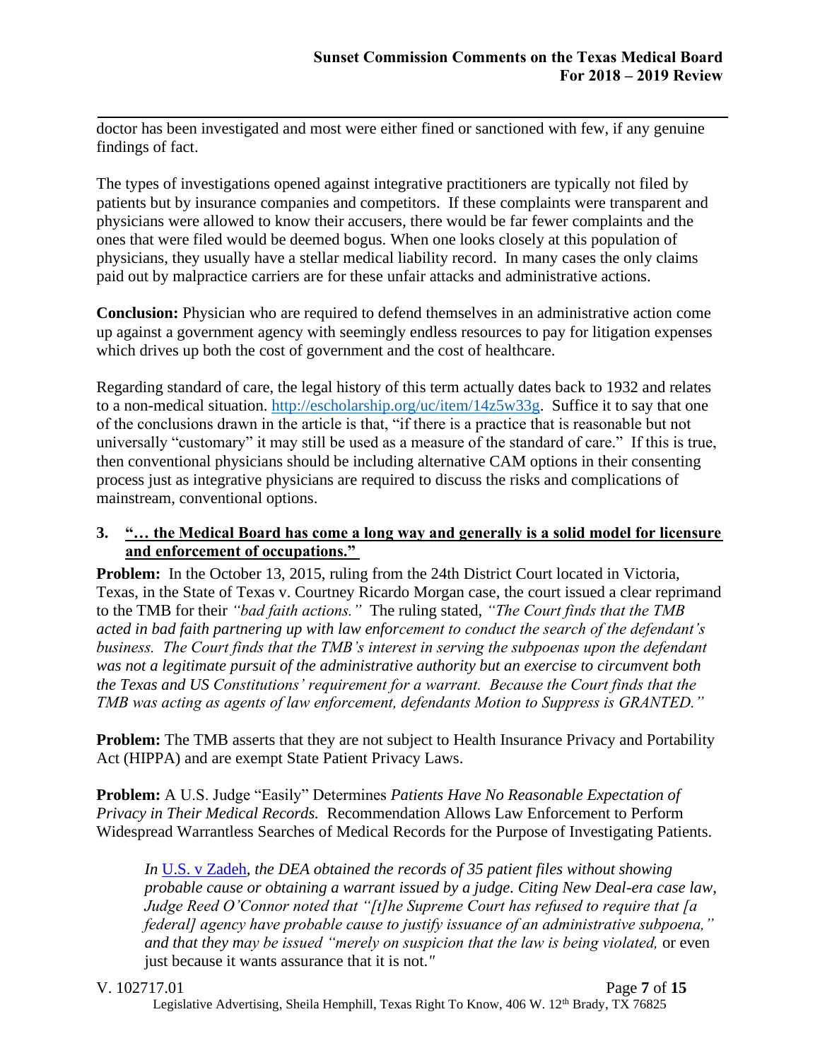doctor has been investigated and most were either fined or sanctioned with few, if any genuine findings of fact.

The types of investigations opened against integrative practitioners are typically not filed by patients but by insurance companies and competitors. If these complaints were transparent and physicians were allowed to know their accusers, there would be far fewer complaints and the ones that were filed would be deemed bogus. When one looks closely at this population of physicians, they usually have a stellar medical liability record. In many cases the only claims paid out by malpractice carriers are for these unfair attacks and administrative actions.

**Conclusion:** Physician who are required to defend themselves in an administrative action come up against a government agency with seemingly endless resources to pay for litigation expenses which drives up both the cost of government and the cost of healthcare.

Regarding standard of care, the legal history of this term actually dates back to 1932 and relates to a non-medical situation. http://escholarship.org/uc/item/14z5w33g. Suffice it to say that one of the conclusions drawn in the article is that, "if there is a practice that is reasonable but not universally "customary" it may still be used as a measure of the standard of care." If this is true, then conventional physicians should be including alternative CAM options in their consenting process just as integrative physicians are required to discuss the risks and complications of mainstream, conventional options.

### 3. "… the Medical Board has come a long way and generally is a solid model for licensure and enforcement of occupations."

**Problem:** In the October 13, 2015, ruling from the 24th District Court located in Victoria, Texas, in the State of Texas v. Courtney Ricardo Morgan case, the court issued a clear reprimand to the TMB for their *"bad faith actions."* The ruling stated, *"The Court finds that the TMB acted in bad faith partnering up with law enforcement to conduct the search of the defendant's business. The Court finds that the TMB's interest in serving the subpoenas upon the defendant was not a legitimate pursuit of the administrative authority but an exercise to circumvent both the Texas and US Constitutions' requirement for a warrant. Because the Court finds that the TMB was acting as agents of law enforcement, defendants Motion to Suppress is GRANTED."*

**Problem:** The TMB asserts that they are not subject to Health Insurance Privacy and Portability Act (HIPPA) and are exempt State Patient Privacy Laws.

**Problem:** A U.S. Judge "Easily" Determines *Patients Have No Reasonable Expectation of Privacy in Their Medical Records.* Recommendation Allows Law Enforcement to Perform Widespread Warrantless Searches of Medical Records for the Purpose of Investigating Patients.

> *In* U.S. v Zadeh, *the DEA obtained the records of 35 patient files without showing probable cause or obtaining a warrant issued by a judge. Citing New Deal-era case law, Judge Reed O'Connor noted that "[t]he Supreme Court has refused to require that [a federal] agency have probable cause to justify issuance of an administrative subpoena," and that they may be issued "merely on suspicion that the law is being violated,* or even just because it wants assurance that it is not."

V. 102717.01

Legislative Advertising, Sheila Hemphill, Texas Right To Know, 406 W. 12th Brady, TX 76825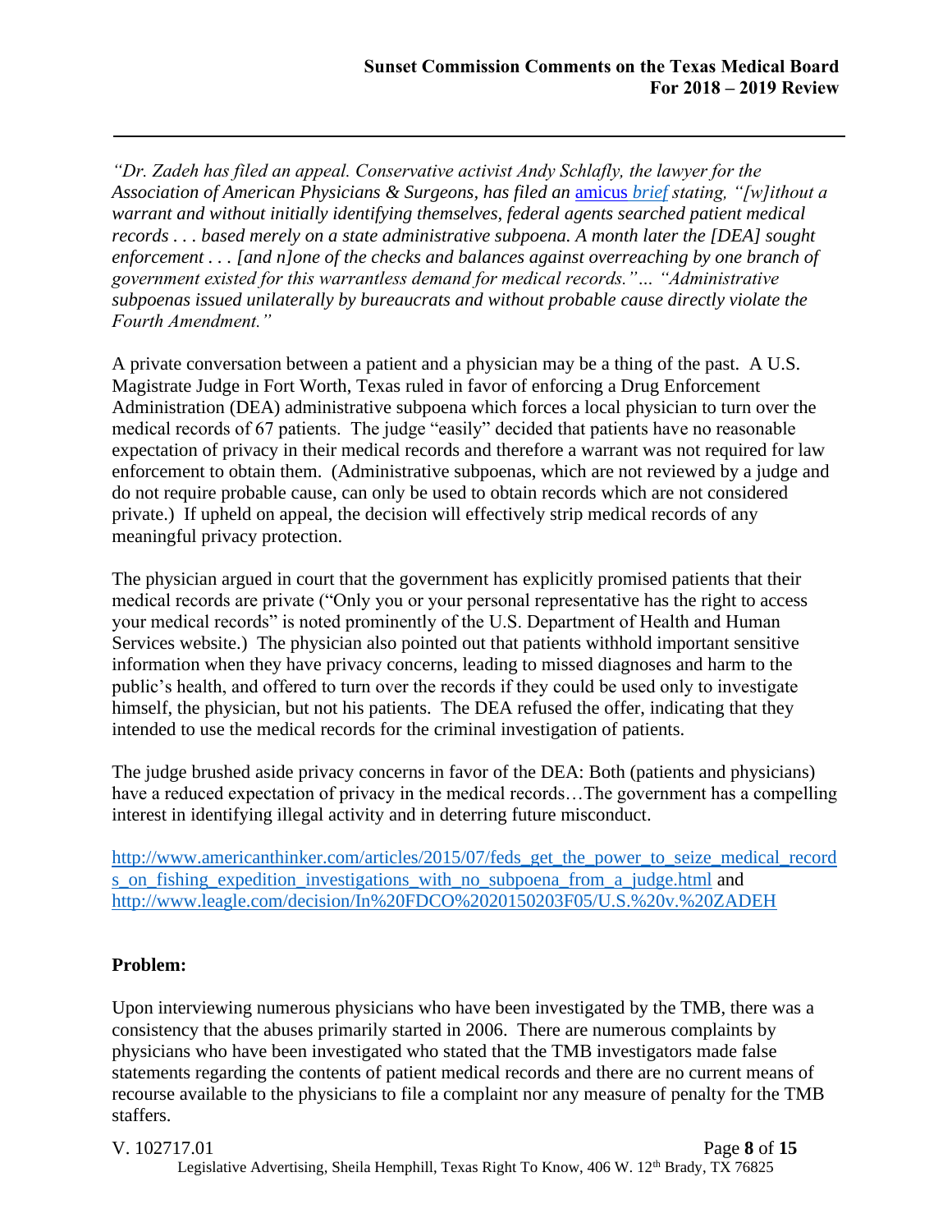*"Dr. Zadeh has filed an appeal. Conservative activist Andy Schlafly, the lawyer for the Association of American Physicians & Surgeons, has filed an* [amicus *brief*](#) *stating, "[w]ithout a warrant and without initially identifying themselves, federal agents searched patient medical records . . . based merely on a state administrative subpoena. A month later the [DEA] sought enforcement . . . [and n]one of the checks and balances against overreaching by one branch of government existed for this warrantless demand for medical records."… "Administrative subpoenas issued unilaterally by bureaucrats and without probable cause directly violate the Fourth Amendment."*

A private conversation between a patient and a physician may be a thing of the past. A U.S. Magistrate Judge in Fort Worth, Texas ruled in favor of enforcing a Drug Enforcement Administration (DEA) administrative subpoena which forces a local physician to turn over the medical records of 67 patients. The judge "easily" decided that patients have no reasonable expectation of privacy in their medical records and therefore a warrant was not required for law enforcement to obtain them. (Administrative subpoenas, which are not reviewed by a judge and do not require probable cause, can only be used to obtain records which are not considered private.) If upheld on appeal, the decision will effectively strip medical records of any meaningful privacy protection.

The physician argued in court that the government has explicitly promised patients that their medical records are private ("Only you or your personal representative has the right to access your medical records" is noted prominently of the U.S. Department of Health and Human Services website.) The physician also pointed out that patients withhold important sensitive information when they have privacy concerns, leading to missed diagnoses and harm to the public's health, and offered to turn over the records if they could be used only to investigate himself, the physician, but not his patients. The DEA refused the offer, indicating that they intended to use the medical records for the criminal investigation of patients.

The judge brushed aside privacy concerns in favor of the DEA: Both (patients and physicians) have a reduced expectation of privacy in the medical records…The government has a compelling interest in identifying illegal activity and in deterring future misconduct.

http://www.americanthinker.com/articles/2015/07/feds_get_the_power_to_seize_medical_records_on_fishing_expedition_investigations_with_no_subpoena_from_a_judge.html and http://www.leagle.com/decision/In%20FDCO%2020150203F05/U.S.%20v.%20ZADEH

**Problem:**

Upon interviewing numerous physicians who have been investigated by the TMB, there was a consistency that the abuses primarily started in 2006. There are numerous complaints by physicians who have been investigated who stated that the TMB investigators made false statements regarding the contents of patient medical records and there are no current means of recourse available to the physicians to file a complaint nor any measure of penalty for the TMB staffers.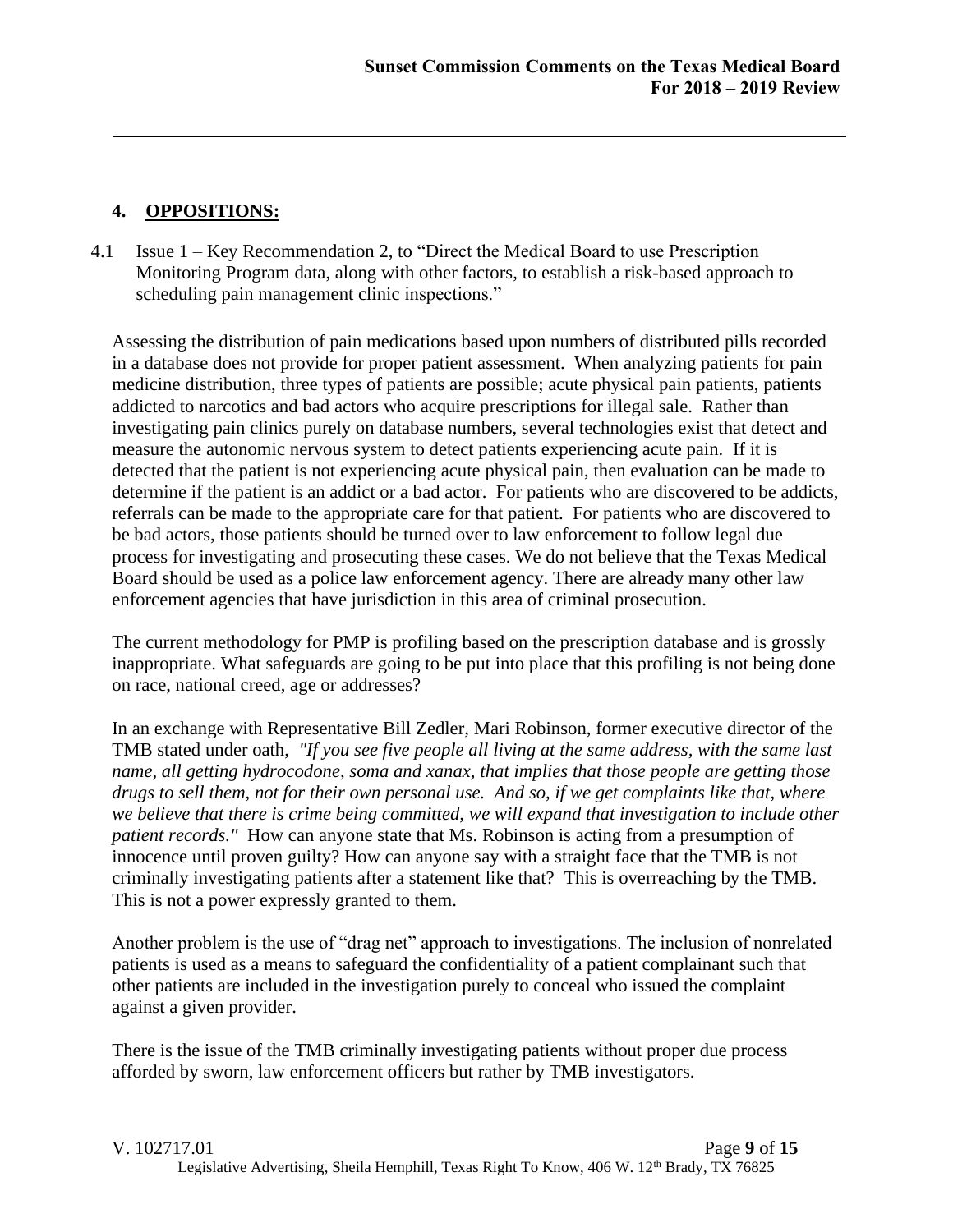## 4. OPPOSITIONS:

4.1 Issue 1 – Key Recommendation 2, to "Direct the Medical Board to use Prescription Monitoring Program data, along with other factors, to establish a risk-based approach to scheduling pain management clinic inspections."

Assessing the distribution of pain medications based upon numbers of distributed pills recorded in a database does not provide for proper patient assessment. When analyzing patients for pain medicine distribution, three types of patients are possible; acute physical pain patients, patients addicted to narcotics and bad actors who acquire prescriptions for illegal sale. Rather than investigating pain clinics purely on database numbers, several technologies exist that detect and measure the autonomic nervous system to detect patients experiencing acute pain. If it is detected that the patient is not experiencing acute physical pain, then evaluation can be made to determine if the patient is an addict or a bad actor. For patients who are discovered to be addicts, referrals can be made to the appropriate care for that patient. For patients who are discovered to be bad actors, those patients should be turned over to law enforcement to follow legal due process for investigating and prosecuting these cases. We do not believe that the Texas Medical Board should be used as a police law enforcement agency. There are already many other law enforcement agencies that have jurisdiction in this area of criminal prosecution.

The current methodology for PMP is profiling based on the prescription database and is grossly inappropriate. What safeguards are going to be put into place that this profiling is not being done on race, national creed, age or addresses?

In an exchange with Representative Bill Zedler, Mari Robinson, former executive director of the TMB stated under oath, *"If you see five people all living at the same address, with the same last name, all getting hydrocodone, soma and xanax, that implies that those people are getting those drugs to sell them, not for their own personal use. And so, if we get complaints like that, where we believe that there is crime being committed, we will expand that investigation to include other patient records."* How can anyone state that Ms. Robinson is acting from a presumption of innocence until proven guilty? How can anyone say with a straight face that the TMB is not criminally investigating patients after a statement like that? This is overreaching by the TMB. This is not a power expressly granted to them.

Another problem is the use of "drag net" approach to investigations. The inclusion of nonrelated patients is used as a means to safeguard the confidentiality of a patient complainant such that other patients are included in the investigation purely to conceal who issued the complaint against a given provider.

There is the issue of the TMB criminally investigating patients without proper due process afforded by sworn, law enforcement officers but rather by TMB investigators.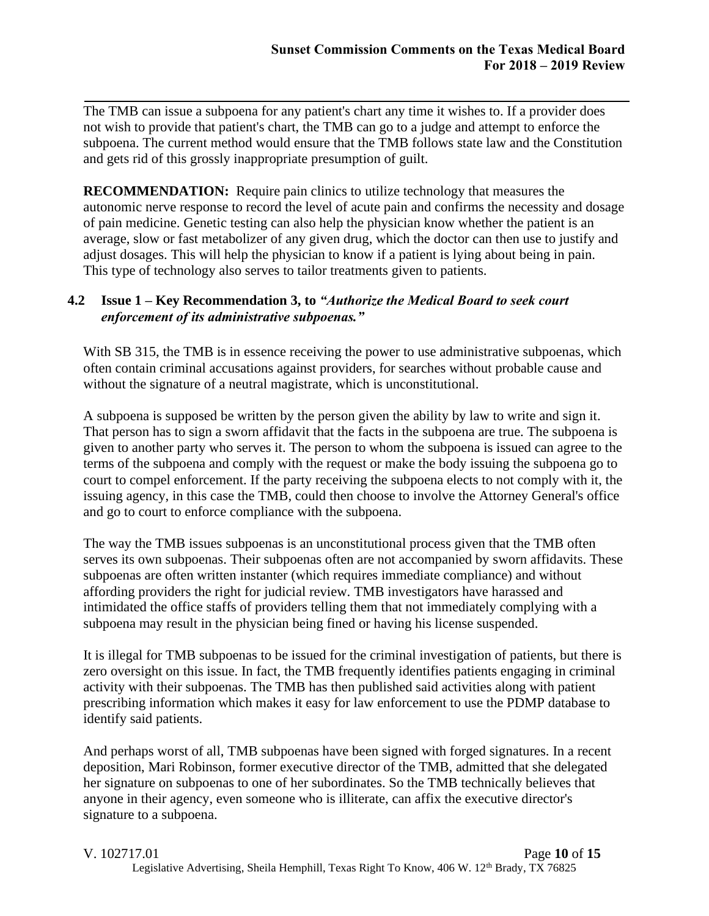The TMB can issue a subpoena for any patient's chart any time it wishes to. If a provider does not wish to provide that patient's chart, the TMB can go to a judge and attempt to enforce the subpoena. The current method would ensure that the TMB follows state law and the Constitution and gets rid of this grossly inappropriate presumption of guilt.

**RECOMMENDATION:** Require pain clinics to utilize technology that measures the autonomic nerve response to record the level of acute pain and confirms the necessity and dosage of pain medicine. Genetic testing can also help the physician know whether the patient is an average, slow or fast metabolizer of any given drug, which the doctor can then use to justify and adjust dosages. This will help the physician to know if a patient is lying about being in pain. This type of technology also serves to tailor treatments given to patients.

### 4.2 Issue 1 – Key Recommendation 3, to *"Authorize the Medical Board to seek court enforcement of its administrative subpoenas."*

With SB 315, the TMB is in essence receiving the power to use administrative subpoenas, which often contain criminal accusations against providers, for searches without probable cause and without the signature of a neutral magistrate, which is unconstitutional.

A subpoena is supposed be written by the person given the ability by law to write and sign it. That person has to sign a sworn affidavit that the facts in the subpoena are true. The subpoena is given to another party who serves it. The person to whom the subpoena is issued can agree to the terms of the subpoena and comply with the request or make the body issuing the subpoena go to court to compel enforcement. If the party receiving the subpoena elects to not comply with it, the issuing agency, in this case the TMB, could then choose to involve the Attorney General's office and go to court to enforce compliance with the subpoena.

The way the TMB issues subpoenas is an unconstitutional process given that the TMB often serves its own subpoenas. Their subpoenas often are not accompanied by sworn affidavits. These subpoenas are often written instanter (which requires immediate compliance) and without affording providers the right for judicial review. TMB investigators have harassed and intimidated the office staffs of providers telling them that not immediately complying with a subpoena may result in the physician being fined or having his license suspended.

It is illegal for TMB subpoenas to be issued for the criminal investigation of patients, but there is zero oversight on this issue. In fact, the TMB frequently identifies patients engaging in criminal activity with their subpoenas. The TMB has then published said activities along with patient prescribing information which makes it easy for law enforcement to use the PDMP database to identify said patients.

And perhaps worst of all, TMB subpoenas have been signed with forged signatures. In a recent deposition, Mari Robinson, former executive director of the TMB, admitted that she delegated her signature on subpoenas to one of her subordinates. So the TMB technically believes that anyone in their agency, even someone who is illiterate, can affix the executive director's signature to a subpoena.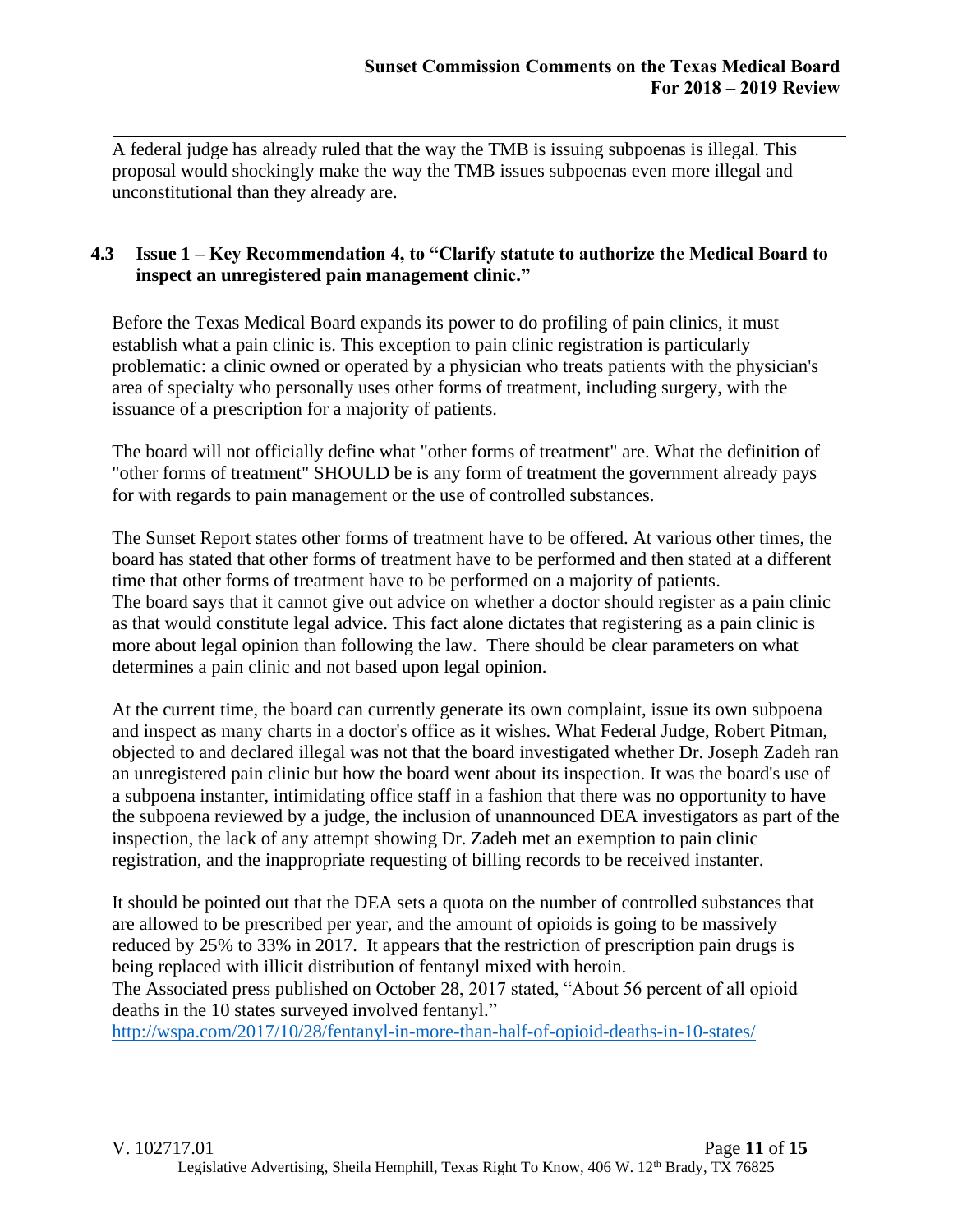A federal judge has already ruled that the way the TMB is issuing subpoenas is illegal. This proposal would shockingly make the way the TMB issues subpoenas even more illegal and unconstitutional than they already are.

### 4.3 Issue 1 – Key Recommendation 4, to "Clarify statute to authorize the Medical Board to inspect an unregistered pain management clinic."

Before the Texas Medical Board expands its power to do profiling of pain clinics, it must establish what a pain clinic is. This exception to pain clinic registration is particularly problematic: a clinic owned or operated by a physician who treats patients with the physician's area of specialty who personally uses other forms of treatment, including surgery, with the issuance of a prescription for a majority of patients.

The board will not officially define what "other forms of treatment" are. What the definition of "other forms of treatment" SHOULD be is any form of treatment the government already pays for with regards to pain management or the use of controlled substances.

The Sunset Report states other forms of treatment have to be offered. At various other times, the board has stated that other forms of treatment have to be performed and then stated at a different time that other forms of treatment have to be performed on a majority of patients.
The board says that it cannot give out advice on whether a doctor should register as a pain clinic as that would constitute legal advice. This fact alone dictates that registering as a pain clinic is more about legal opinion than following the law. There should be clear parameters on what determines a pain clinic and not based upon legal opinion.

At the current time, the board can currently generate its own complaint, issue its own subpoena and inspect as many charts in a doctor's office as it wishes. What Federal Judge, Robert Pitman, objected to and declared illegal was not that the board investigated whether Dr. Joseph Zadeh ran an unregistered pain clinic but how the board went about its inspection. It was the board's use of a subpoena instanter, intimidating office staff in a fashion that there was no opportunity to have the subpoena reviewed by a judge, the inclusion of unannounced DEA investigators as part of the inspection, the lack of any attempt showing Dr. Zadeh met an exemption to pain clinic registration, and the inappropriate requesting of billing records to be received instanter.

It should be pointed out that the DEA sets a quota on the number of controlled substances that are allowed to be prescribed per year, and the amount of opioids is going to be massively reduced by 25% to 33% in 2017. It appears that the restriction of prescription pain drugs is being replaced with illicit distribution of fentanyl mixed with heroin.
The Associated press published on October 28, 2017 stated, "About 56 percent of all opioid deaths in the 10 states surveyed involved fentanyl."
http://wspa.com/2017/10/28/fentanyl-in-more-than-half-of-opioid-deaths-in-10-states/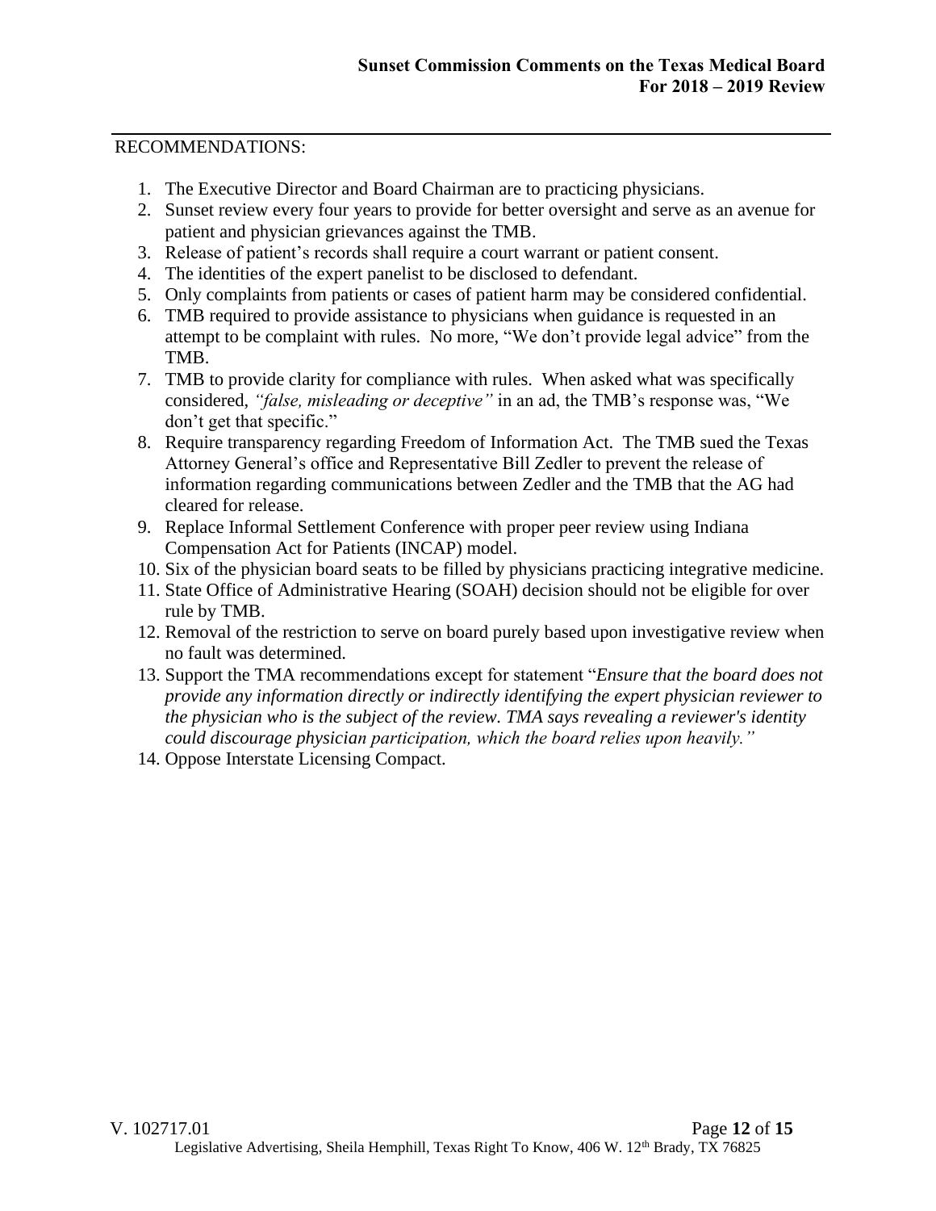RECOMMENDATIONS:

1. The Executive Director and Board Chairman are to practicing physicians.
2. Sunset review every four years to provide for better oversight and serve as an avenue for patient and physician grievances against the TMB.
3. Release of patient's records shall require a court warrant or patient consent.
4. The identities of the expert panelist to be disclosed to defendant.
5. Only complaints from patients or cases of patient harm may be considered confidential.
6. TMB required to provide assistance to physicians when guidance is requested in an attempt to be complaint with rules. No more, "We don't provide legal advice" from the TMB.
7. TMB to provide clarity for compliance with rules. When asked what was specifically considered, *"false, misleading or deceptive"* in an ad, the TMB's response was, "We don't get that specific."
8. Require transparency regarding Freedom of Information Act. The TMB sued the Texas Attorney General's office and Representative Bill Zedler to prevent the release of information regarding communications between Zedler and the TMB that the AG had cleared for release.
9. Replace Informal Settlement Conference with proper peer review using Indiana Compensation Act for Patients (INCAP) model.
10. Six of the physician board seats to be filled by physicians practicing integrative medicine.
11. State Office of Administrative Hearing (SOAH) decision should not be eligible for over rule by TMB.
12. Removal of the restriction to serve on board purely based upon investigative review when no fault was determined.
13. Support the TMA recommendations except for statement "*Ensure that the board does not provide any information directly or indirectly identifying the expert physician reviewer to the physician who is the subject of the review. TMA says revealing a reviewer's identity could discourage physician participation, which the board relies upon heavily."*
14. Oppose Interstate Licensing Compact.

V. 102717.01

Legislative Advertising, Sheila Hemphill, Texas Right To Know, 406 W. 12th Brady, TX 76825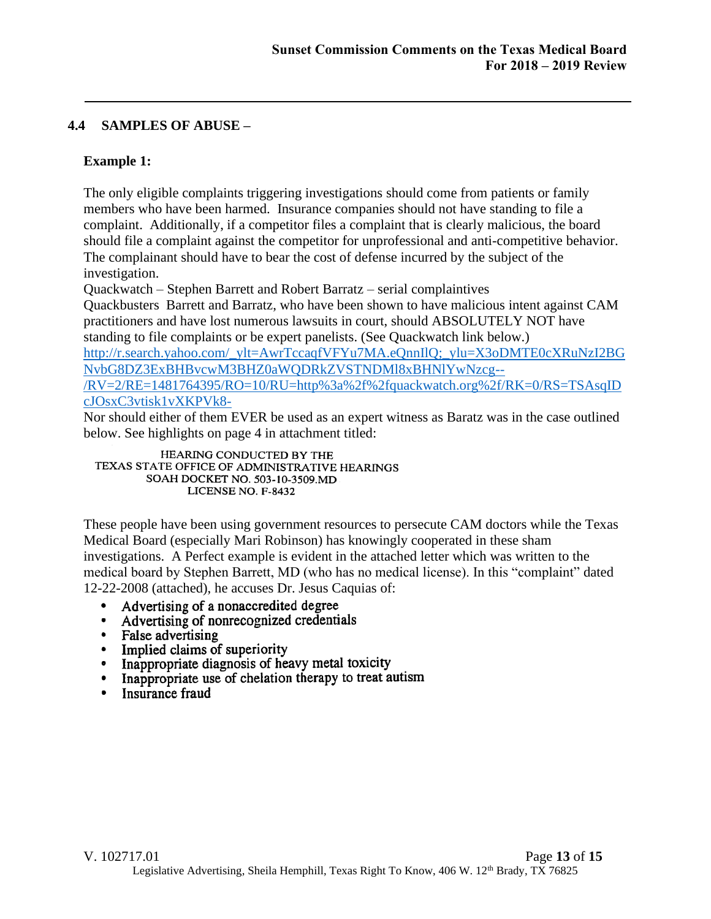## 4.4 SAMPLES OF ABUSE –

**Example 1:**

The only eligible complaints triggering investigations should come from patients or family members who have been harmed. Insurance companies should not have standing to file a complaint. Additionally, if a competitor files a complaint that is clearly malicious, the board should file a complaint against the competitor for unprofessional and anti-competitive behavior. The complainant should have to bear the cost of defense incurred by the subject of the investigation.

Quackwatch – Stephen Barrett and Robert Barratz – serial complaintives

Quackbusters Barrett and Barratz, who have been shown to have malicious intent against CAM practitioners and have lost numerous lawsuits in court, should ABSOLUTELY NOT have standing to file complaints or be expert panelists. (See Quackwatch link below.)

http://r.search.yahoo.com/_ylt=AwrTccaqfVFYu7MA.eQnnIlQ;_ylu=X3oDMTE0cXRuNzI2BGNvbG8DZ3ExBHBvcwM3BHZ0aWQDRkZVSTNDMl8xBHNlYwNzcg--/RV=2/RE=1481764395/RO=10/RU=http%3a%2f%2fquackwatch.org%2f/RK=0/RS=TSAsqIDcJOsxC3vtisk1vXKPVk8-

Nor should either of them EVER be used as an expert witness as Baratz was in the case outlined below. See highlights on page 4 in attachment titled:

HEARING CONDUCTED BY THE
TEXAS STATE OFFICE OF ADMINISTRATIVE HEARINGS
SOAH DOCKET NO. 503-10-3509.MD
LICENSE NO. F-8432

These people have been using government resources to persecute CAM doctors while the Texas Medical Board (especially Mari Robinson) has knowingly cooperated in these sham investigations. A Perfect example is evident in the attached letter which was written to the medical board by Stephen Barrett, MD (who has no medical license). In this "complaint" dated 12-22-2008 (attached), he accuses Dr. Jesus Caquias of:

- Advertising of a nonaccredited degree
- Advertising of nonrecognized credentials
- False advertising
- Implied claims of superiority
- Inappropriate diagnosis of heavy metal toxicity
- Inappropriate use of chelation therapy to treat autism
- Insurance fraud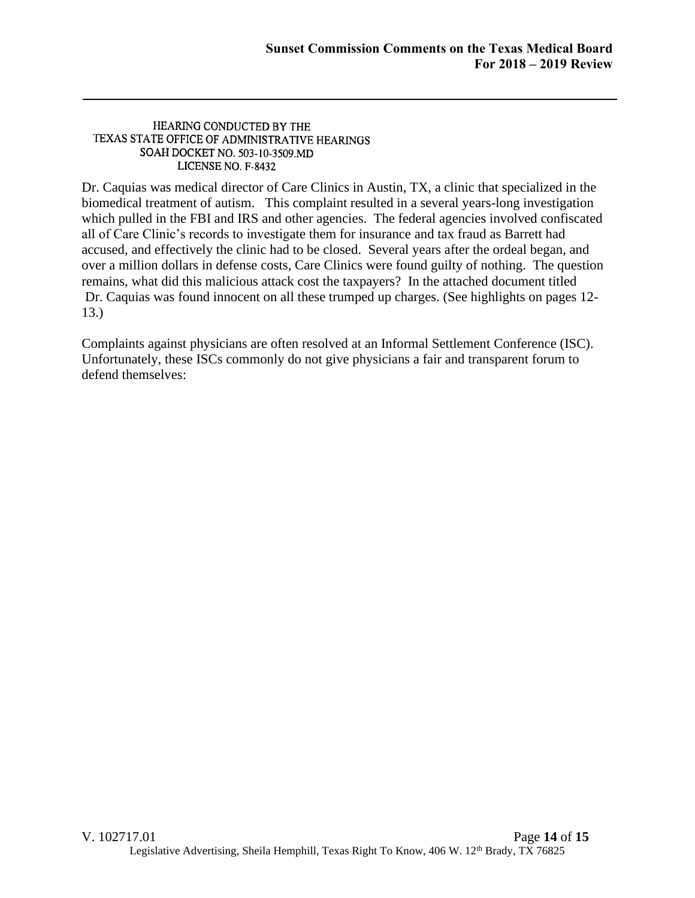HEARING CONDUCTED BY THE
TEXAS STATE OFFICE OF ADMINISTRATIVE HEARINGS
SOAH DOCKET NO. 503-10-3509.MD
LICENSE NO. F-8432

Dr. Caquias was medical director of Care Clinics in Austin, TX, a clinic that specialized in the biomedical treatment of autism. This complaint resulted in a several years-long investigation which pulled in the FBI and IRS and other agencies. The federal agencies involved confiscated all of Care Clinic's records to investigate them for insurance and tax fraud as Barrett had accused, and effectively the clinic had to be closed. Several years after the ordeal began, and over a million dollars in defense costs, Care Clinics were found guilty of nothing. The question remains, what did this malicious attack cost the taxpayers? In the attached document titled Dr. Caquias was found innocent on all these trumped up charges. (See highlights on pages 12-13.)

Complaints against physicians are often resolved at an Informal Settlement Conference (ISC). Unfortunately, these ISCs commonly do not give physicians a fair and transparent forum to defend themselves:

V. 102717.01

Legislative Advertising, Sheila Hemphill, Texas Right To Know, 406 W. 12th Brady, TX 76825